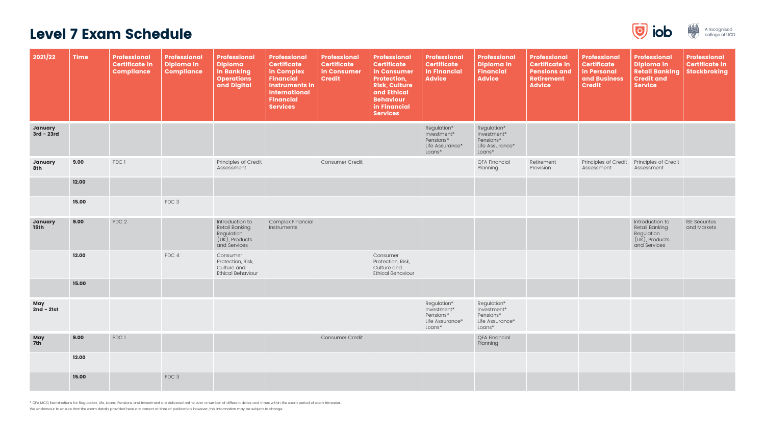# Level 7 Exam Schedule

| 2021/22 | Time | Professional Certificate in Compliance | Professional Diploma in Compliance | Professional Diploma in Banking Operations and Digital | Professional Certificate in Complex Financial Instruments in International Financial Services | Professional Certificate in Consumer Credit | Professional Certificate in Consumer Protection, Risk, Culture and Ethical Behaviour in Financial Services | Professional Certificate in Financial Advice | Professional Diploma in Financial Advice | Professional Certificate in Pensions and Retirement Advice | Professional Certificate in Personal and Business Credit | Professional Diploma in Retail Banking Credit and Service | Professional Certificate in Stockbroking |
|---|---|---|---|---|---|---|---|---|---|---|---|---|---|
| January 3rd - 23rd | | | | | | | | Regulation* Investment* Pensions* Life Assurance* Loans* | Regulation* Investment* Pensions* Life Assurance* Loans* | | | | |
| January 8th | 9.00 | PDC 1 | | Principles of Credit Assessment | | Consumer Credit | | | QFA Financial Planning | Retirement Provision | Principles of Credit Assessment | Principles of Credit Assessment | |
| | 12.00 | | | | | | | | | | | | |
| | 15.00 | | PDC 3 | | | | | | | | | | |
| January 15th | 9.00 | PDC 2 | | Introduction to Retail Banking Regulation (UK), Products and Services | Complex Financial Instruments | | | | | | | Introduction to Retail Banking Regulation (UK), Products and Services | ISE Securites and Markets |
| | 12.00 | | PDC 4 | Consumer Protection, Risk, Culture and Ethical Behaviour | | | Consumer Protection, Risk, Culture and Ethical Behaviour | | | | | | |
| | 15.00 | | | | | | | | | | | | |
| May 2nd - 21st | | | | | | | | Regulation* Investment* Pensions* Life Assurance* Loans* | Regulation* Investment* Pensions* Life Assurance* Loans* | | | | |
| May 7th | 9.00 | PDC 1 | | | | Consumer Credit | | | QFA Financial Planning | | | | |
| | 12.00 | | | | | | | | | | | | |
| | 15.00 | | PDC 3 | | | | | | | | | | |

\* QFA MCQ Examinations for Regulation, Life, Loans, Pensions and Investment are delivered online over a number of different dates and times within the exam period of each trimester.

We endeavour to ensure that the exam details provided here are correct at time of publication, however, this information may be subject to change.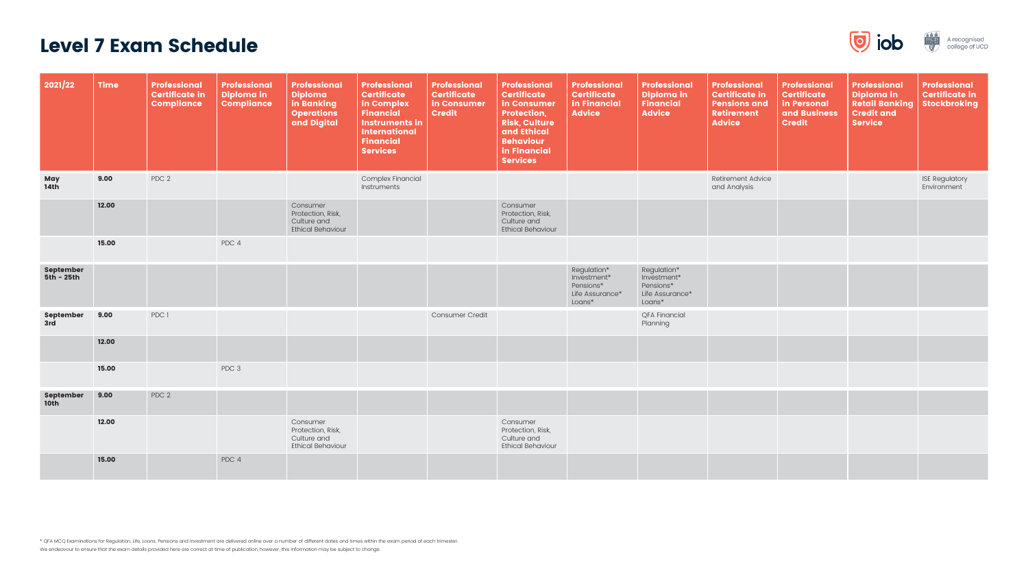# Level 7 Exam Schedule

| 2021/22 | Time | Professional Certificate in Compliance | Professional Diploma in Compliance | Professional Diploma in Banking Operations and Digital | Professional Certificate in Complex Financial Instruments in International Financial Services | Professional Certificate in Consumer Credit | Professional Certificate in Consumer Protection, Risk, Culture and Ethical Behaviour in Financial Services | Professional Certificate in Financial Advice | Professional Diploma in Financial Advice | Professional Certificate in Pensions and Retirement Advice | Professional Certificate in Personal and Business Credit | Professional Diploma in Retail Banking Credit and Service | Professional Certificate in Stockbroking |
|---|---|---|---|---|---|---|---|---|---|---|---|---|---|
| May 14th | 9.00 | PDC 2 | | | Complex Financial Instruments | | | | | Retirement Advice and Analysis | | | ISE Regulatory Environment |
| | 12.00 | | | Consumer Protection, Risk, Culture and Ethical Behaviour | | | Consumer Protection, Risk, Culture and Ethical Behaviour | | | | | | |
| | 15.00 | | PDC 4 | | | | | | | | | | |
| September 5th - 25th | | | | | | | | Regulation* Investment* Pensions* Life Assurance* Loans* | Regulation* Investment* Pensions* Life Assurance* Loans* | | | | |
| September 3rd | 9.00 | PDC 1 | | | | Consumer Credit | | | QFA Financial Planning | | | | |
| | 12.00 | | | | | | | | | | | | |
| | 15.00 | | PDC 3 | | | | | | | | | | |
| September 10th | 9.00 | PDC 2 | | | | | | | | | | | |
| | 12.00 | | | Consumer Protection, Risk, Culture and Ethical Behaviour | | | Consumer Protection, Risk, Culture and Ethical Behaviour | | | | | | |
| | 15.00 | | PDC 4 | | | | | | | | | | |

* QFA MCQ Examinations for Regulation, Life, Loans, Pensions and Investment are delivered online over a number of different dates and times within the exam period of each trimester.

We endeavour to ensure that the exam details provided here are correct at time of publication, however, this information may be subject to change.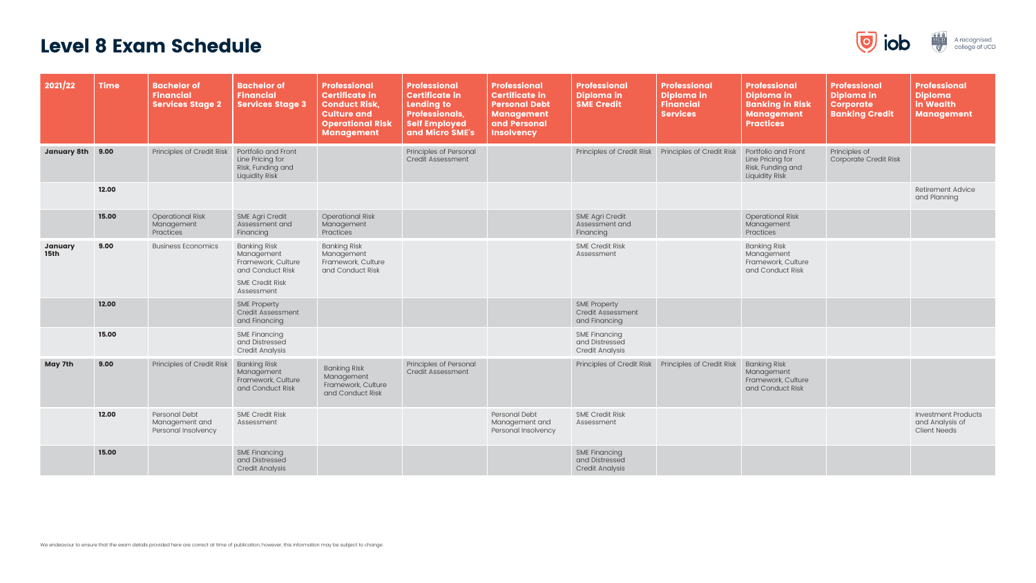# Level 8 Exam Schedule

| 2021/22 | Time | Bachelor of Financial Services Stage 2 | Bachelor of Financial Services Stage 3 | Professional Certificate in Conduct Risk, Culture and Operational Risk Management | Professional Certificate in Lending to Professionals, Self Employed and Micro SME's | Professional Certificate in Personal Debt Management and Personal Insolvency | Professional Diploma in SME Credit | Professional Diploma in Financial Services | Professional Diploma in Banking in Risk Management Practices | Professional Diploma in Corporate Banking Credit | Professional Diploma in Wealth Management |
|---|---|---|---|---|---|---|---|---|---|---|---|
| January 8th | 9.00 | Principles of Credit Risk | Portfolio and Front Line Pricing for Risk, Funding and Liquidity Risk | | Principles of Personal Credit Assessment | | Principles of Credit Risk | Principles of Credit Risk | Portfolio and Front Line Pricing for Risk, Funding and Liquidity Risk | Principles of Corporate Credit Risk | |
| | 12.00 | | | | | | | | | | Retirement Advice and Planning |
| | 15.00 | Operational Risk Management Practices | SME Agri Credit Assessment and Financing | Operational Risk Management Practices | | | SME Agri Credit Assessment and Financing | | Operational Risk Management Practices | | |
| January 15th | 9.00 | Business Economics | Banking Risk Management Framework, Culture and Conduct Risk<br>SME Credit Risk Assessment | Banking Risk Management Framework, Culture and Conduct Risk | | | SME Credit Risk Assessment | | Banking Risk Management Framework, Culture and Conduct Risk | | |
| | 12.00 | | SME Property Credit Assessment and Financing | | | | SME Property Credit Assessment and Financing | | | | |
| | 15.00 | | SME Financing and Distressed Credit Analysis | | | | SME Financing and Distressed Credit Analysis | | | | |
| May 7th | 9.00 | Principles of Credit Risk | Banking Risk Management Framework, Culture and Conduct Risk | Banking Risk Management Framework, Culture and Conduct Risk | Principles of Personal Credit Assessment | | Principles of Credit Risk | Principles of Credit Risk | Banking Risk Management Framework, Culture and Conduct Risk | | |
| | 12.00 | Personal Debt Management and Personal Insolvency | SME Credit Risk Assessment | | | Personal Debt Management and Personal Insolvency | SME Credit Risk Assessment | | | | Investment Products and Analysis of Client Needs |
| | 15.00 | | SME Financing and Distressed Credit Analysis | | | | SME Financing and Distressed Credit Analysis | | | | |

We endeavour to ensure that the exam details provided here are correct at time of publication, however, this information may be subject to change.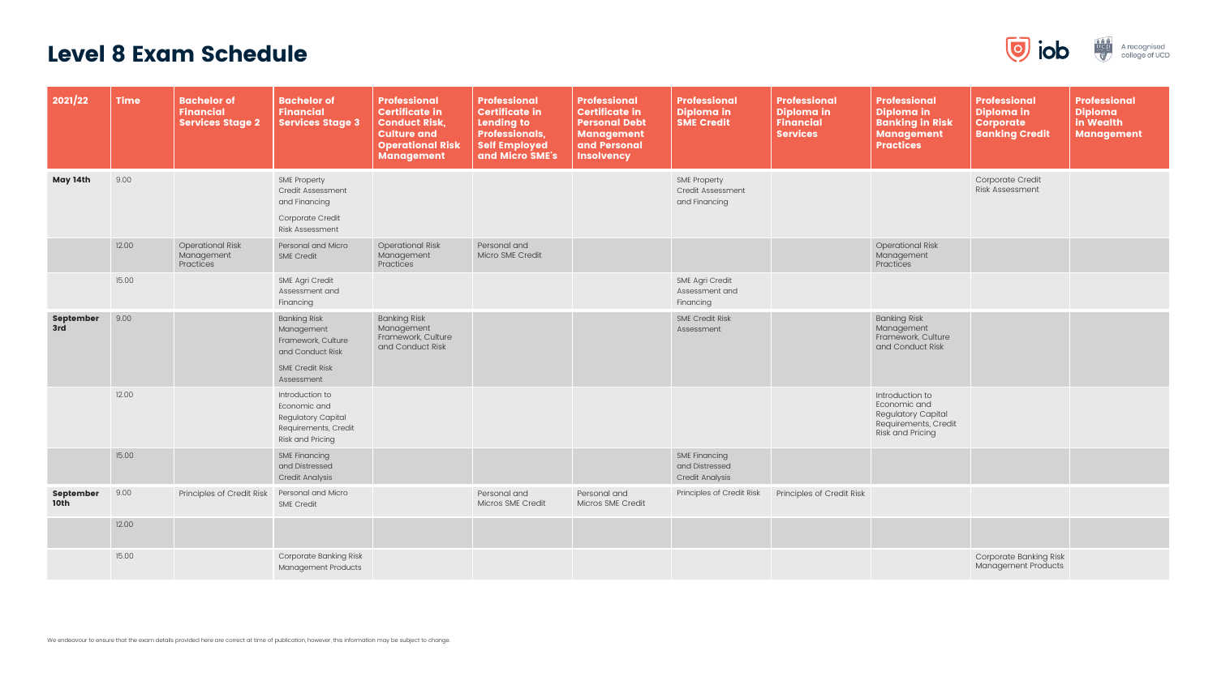# Level 8 Exam Schedule

| 2021/22 | Time | Bachelor of Financial Services Stage 2 | Bachelor of Financial Services Stage 3 | Professional Certificate in Conduct Risk, Culture and Operational Risk Management | Professional Certificate in Lending to Professionals, Self Employed and Micro SME's | Professional Certificate in Personal Debt Management and Personal Insolvency | Professional Diploma in SME Credit | Professional Diploma in Financial Services | Professional Diploma in Banking in Risk Management Practices | Professional Diploma in Corporate Banking Credit | Professional Diploma in Wealth Management |
|---|---|---|---|---|---|---|---|---|---|---|---|
| **May 14th** | 9.00 | | SME Property Credit Assessment and Financing<br>Corporate Credit Risk Assessment | | | | SME Property Credit Assessment and Financing | | | Corporate Credit Risk Assessment | |
| | 12.00 | Operational Risk Management Practices | Personal and Micro SME Credit | Operational Risk Management Practices | Personal and Micro SME Credit | | | | Operational Risk Management Practices | | |
| | 15.00 | | SME Agri Credit Assessment and Financing | | | | SME Agri Credit Assessment and Financing | | | | |
| **September 3rd** | 9.00 | | Banking Risk Management Framework, Culture and Conduct Risk<br>SME Credit Risk Assessment | Banking Risk Management Framework, Culture and Conduct Risk | | | SME Credit Risk Assessment | | Banking Risk Management Framework, Culture and Conduct Risk | | |
| | 12.00 | | Introduction to Economic and Regulatory Capital Requirements, Credit Risk and Pricing | | | | | | Introduction to Economic and Regulatory Capital Requirements, Credit Risk and Pricing | | |
| | 15.00 | | SME Financing and Distressed Credit Analysis | | | | SME Financing and Distressed Credit Analysis | | | | |
| **September 10th** | 9.00 | Principles of Credit Risk | Personal and Micro SME Credit | | Personal and Micros SME Credit | Personal and Micros SME Credit | Principles of Credit Risk | Principles of Credit Risk | | | |
| | 12.00 | | | | | | | | | | |
| | 15.00 | | Corporate Banking Risk Management Products | | | | | | | Corporate Banking Risk Management Products | |

We endeavour to ensure that the exam details provided here are correct at time of publication, however, this information may be subject to change.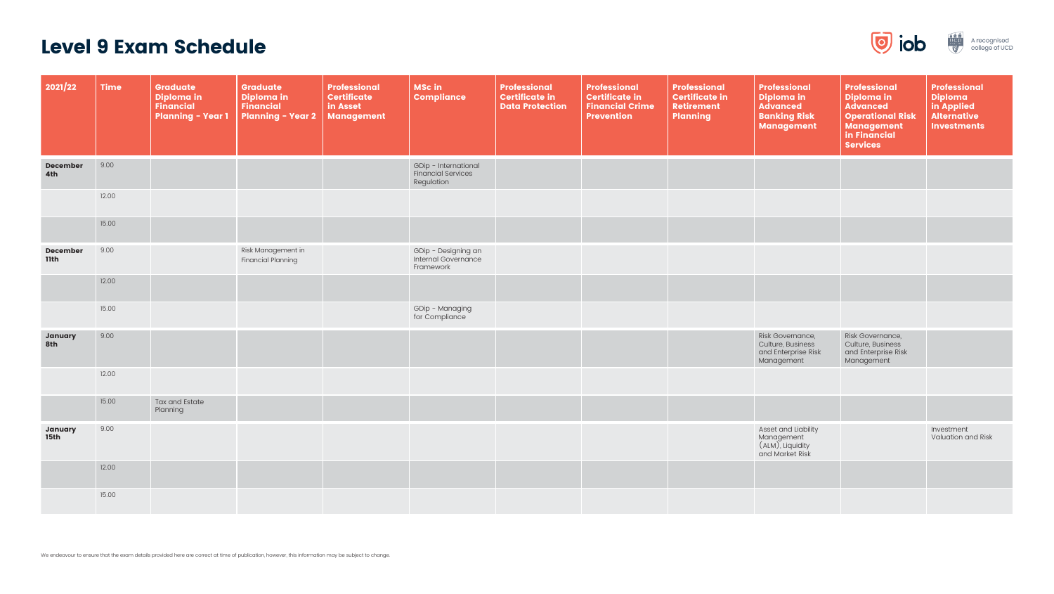# Level 9 Exam Schedule

| 2021/22 | Time | Graduate Diploma in Financial Planning - Year 1 | Graduate Diploma in Financial Planning - Year 2 | Professional Certificate in Asset Management | MSc in Compliance | Professional Certificate in Data Protection | Professional Certificate in Financial Crime Prevention | Professional Certificate in Retirement Planning | Professional Diploma in Advanced Banking Risk Management | Professional Diploma in Advanced Operational Risk Management in Financial Services | Professional Diploma in Applied Alternative Investments |
|---|---|---|---|---|---|---|---|---|---|---|---|
| **December 4th** | 9.00 | | | | GDip - International Financial Services Regulation | | | | | | |
| | 12.00 | | | | | | | | | | |
| | 15.00 | | | | | | | | | | |
| **December 11th** | 9.00 | | Risk Management in Financial Planning | | GDip - Designing an Internal Governance Framework | | | | | | |
| | 12.00 | | | | | | | | | | |
| | 15.00 | | | | GDip - Managing for Compliance | | | | | | |
| **January 8th** | 9.00 | | | | | | | | Risk Governance, Culture, Business and Enterprise Risk Management | Risk Governance, Culture, Business and Enterprise Risk Management | |
| | 12.00 | | | | | | | | | | |
| | 15.00 | Tax and Estate Planning | | | | | | | | | |
| **January 15th** | 9.00 | | | | | | | | Asset and Liability Management (ALM), Liquidity and Market Risk | | Investment Valuation and Risk |
| | 12.00 | | | | | | | | | | |
| | 15.00 | | | | | | | | | | |

We endeavour to ensure that the exam details provided here are correct at time of publication, however, this information may be subject to change.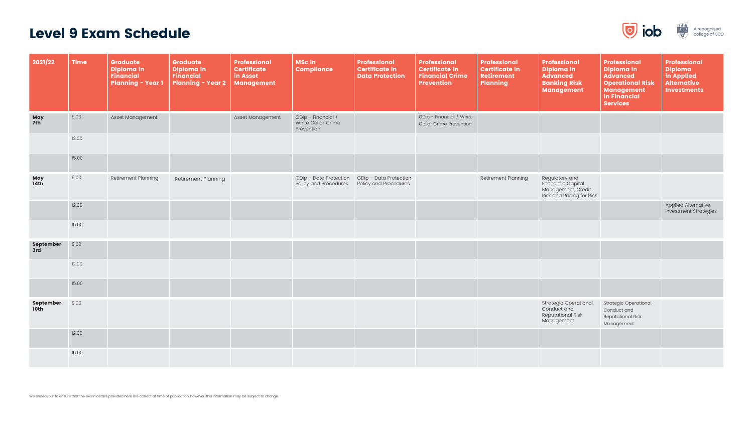# Level 9 Exam Schedule

| 2021/22 | Time | Graduate Diploma in Financial Planning - Year 1 | Graduate Diploma in Financial Planning - Year 2 | Professional Certificate in Asset Management | MSc in Compliance | Professional Certificate in Data Protection | Professional Certificate in Financial Crime Prevention | Professional Certificate in Retirement Planning | Professional Diploma in Advanced Banking Risk Management | Professional Diploma in Advanced Operational Risk Management in Financial Services | Professional Diploma in Applied Alternative Investments |
|---|---|---|---|---|---|---|---|---|---|---|---|
| **May 7th** | 9.00 | Asset Management | | Asset Management | GDip - Financial / White Collar Crime Prevention | | GDip - Financial / White Collar Crime Prevention | | | | |
| | 12.00 | | | | | | | | | | |
| | 15.00 | | | | | | | | | | |
| **May 14th** | 9.00 | Retirement Planning | Retirement Planning | | GDip - Data Protection Policy and Procedures | GDip - Data Protection Policy and Procedures | | Retirement Planning | Regulatory and Economic Capital Management, Credit Risk and Pricing for Risk | | |
| | 12.00 | | | | | | | | | | Applied Alternative Investment Strategies |
| | 15.00 | | | | | | | | | | |
| **September 3rd** | 9.00 | | | | | | | | | | |
| | 12.00 | | | | | | | | | | |
| | 15.00 | | | | | | | | | | |
| **September 10th** | 9.00 | | | | | | | | Strategic Operational, Conduct and Reputational Risk Management | Strategic Operational, Conduct and Reputational Risk Management | |
| | 12.00 | | | | | | | | | | |
| | 15.00 | | | | | | | | | | |

We endeavour to ensure that the exam details provided here are correct at time of publication, however, this information may be subject to change.